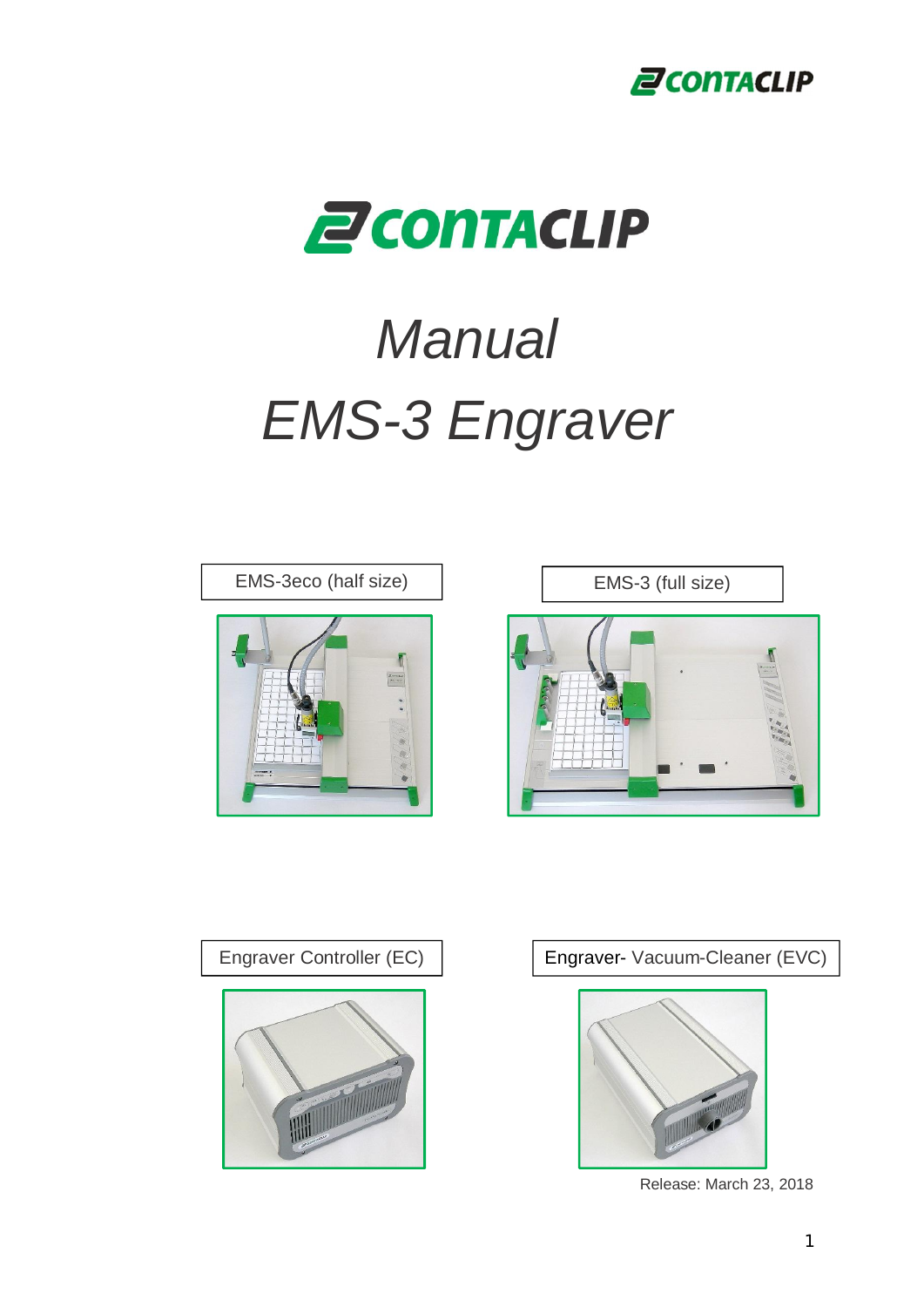# Manual

# EMS-3 Engraver

EMS-3eco (half size)

EMS-3 (full size)

Engraver Controller (EC)

Engraver- Vacuum-Cleaner (EVC)

Release: March 23, 2018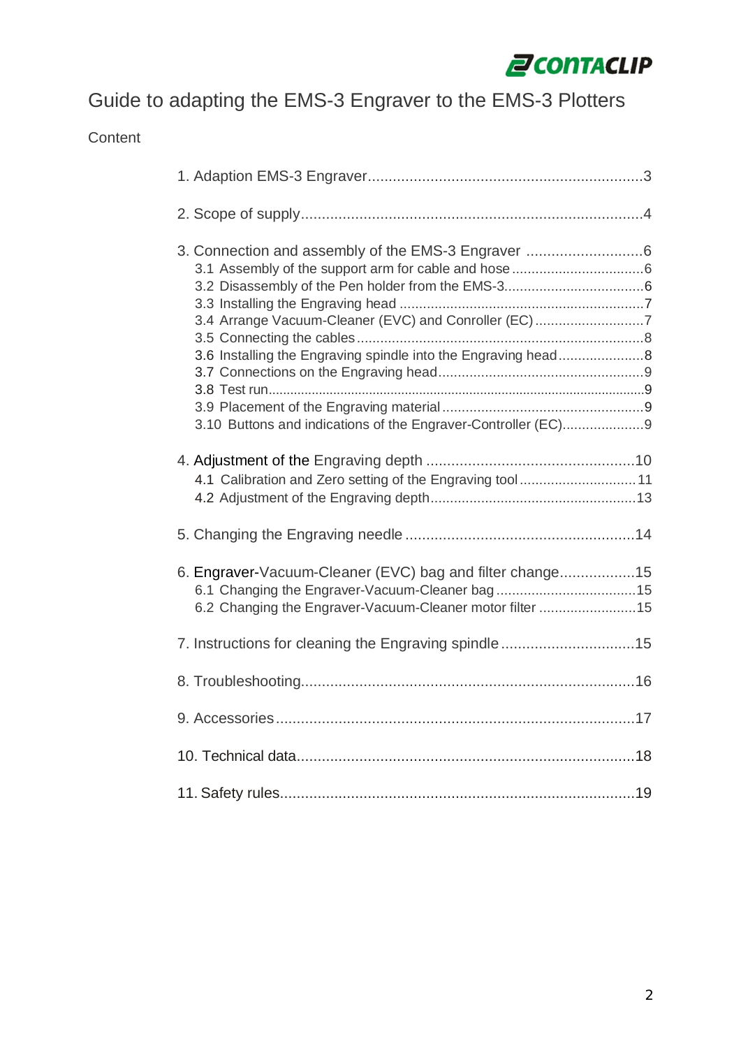# Guide to adapting the EMS-3 Engraver to the EMS-3 Plotters

Content

1. Adaption EMS-3 Engraver ........................................................ 3

2. Scope of supply ........................................................................ 4

3. Connection and assembly of the EMS-3 Engraver ........................... 6
   - 3.1 Assembly of the support arm for cable and hose ..................... 6
   - 3.2 Disassembly of the Pen holder from the EMS-3 ......................... 6
   - 3.3 Installing the Engraving head ................................................ 7
   - 3.4 Arrange Vacuum-Cleaner (EVC) and Conroller (EC) ..................... 7
   - 3.5 Connecting the cables .......................................................... 8
   - 3.6 Installing the Engraving spindle into the Engraving head ............ 8
   - 3.7 Connections on the Engraving head ........................................ 9
   - 3.8 Test run ............................................................................. 9
   - 3.9 Placement of the Engraving material ....................................... 9
   - 3.10 Buttons and indications of the Engraver-Controller (EC) ............ 9

4. Adjustment of the Engraving depth ............................................ 10
   - 4.1 Calibration and Zero setting of the Engraving tool .................... 11
   - 4.2 Adjustment of the Engraving depth ......................................... 13

5. Changing the Engraving needle .................................................. 14

6. Engraver-Vacuum-Cleaner (EVC) bag and filter change .................. 15
   - 6.1 Changing the Engraver-Vacuum-Cleaner bag ............................ 15
   - 6.2 Changing the Engraver-Vacuum-Cleaner motor filter .................. 15

7. Instructions for cleaning the Engraving spindle ............................ 15

8. Troubleshooting ....................................................................... 16

9. Accessories ............................................................................. 17

10. Technical data ........................................................................ 18

11. Safety rules ............................................................................ 19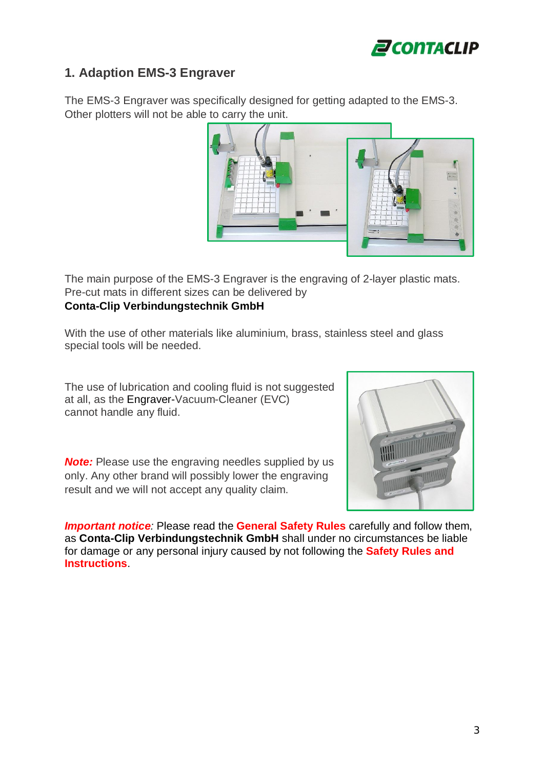## 1. Adaption EMS-3 Engraver

The EMS-3 Engraver was specifically designed for getting adapted to the EMS-3. Other plotters will not be able to carry the unit.

The main purpose of the EMS-3 Engraver is the engraving of 2-layer plastic mats. Pre-cut mats in different sizes can be delivered by
**Conta-Clip Verbindungstechnik GmbH**

With the use of other materials like aluminium, brass, stainless steel and glass special tools will be needed.

The use of lubrication and cooling fluid is not suggested at all, as the Engraver-Vacuum-Cleaner (EVC) cannot handle any fluid.

***Note:*** Please use the engraving needles supplied by us only. Any other brand will possibly lower the engraving result and we will not accept any quality claim.

***Important notice:*** Please read the **General Safety Rules** carefully and follow them, as **Conta-Clip Verbindungstechnik GmbH** shall under no circumstances be liable for damage or any personal injury caused by not following the **Safety Rules and Instructions**.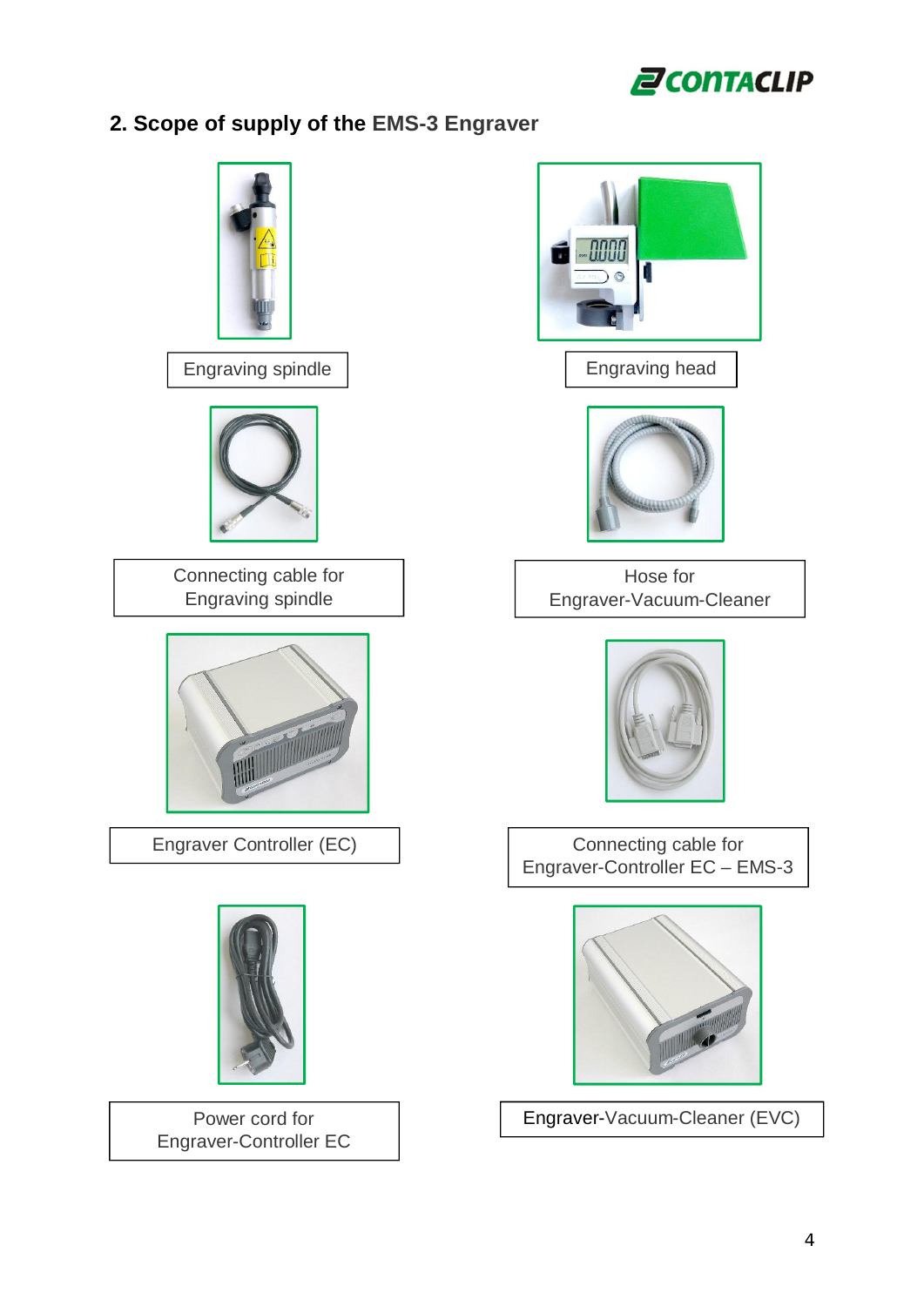## 2. Scope of supply of the EMS-3 Engraver

Engraving spindle

Engraving head

Connecting cable for Engraving spindle

Hose for Engraver-Vacuum-Cleaner

Engraver Controller (EC)

Connecting cable for Engraver-Controller EC – EMS-3

Power cord for Engraver-Controller EC

Engraver-Vacuum-Cleaner (EVC)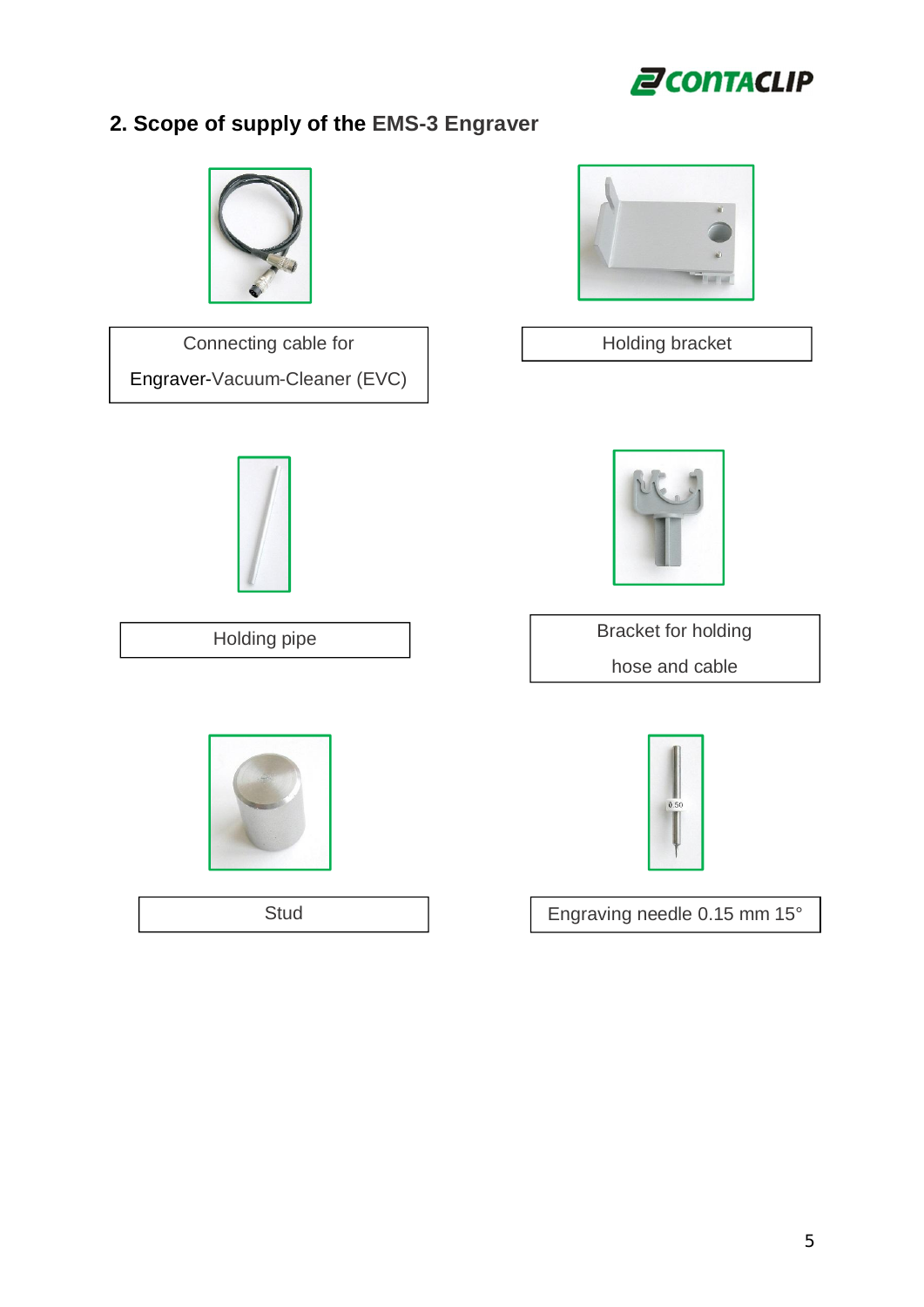## 2. Scope of supply of the EMS-3 Engraver

Connecting cable for Engraver-Vacuum-Cleaner (EVC)

Holding bracket

Holding pipe

Bracket for holding hose and cable

Stud

Engraving needle 0.15 mm 15°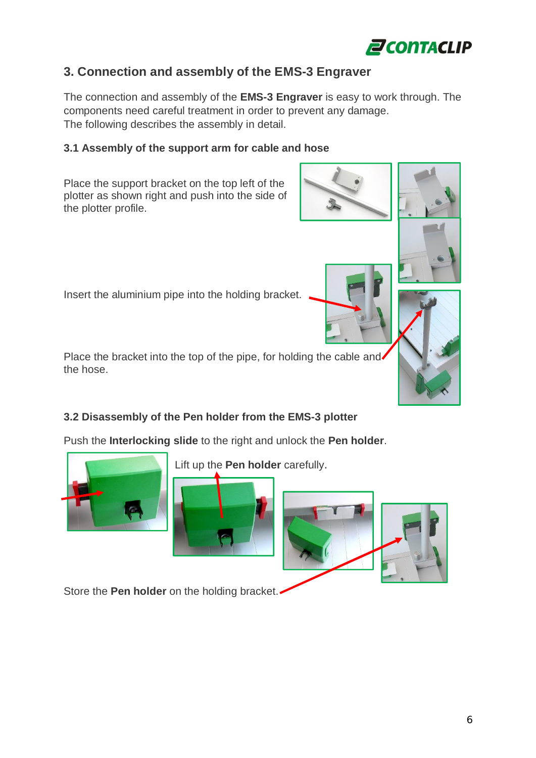## 3. Connection and assembly of the EMS-3 Engraver

The connection and assembly of the **EMS-3 Engraver** is easy to work through. The components need careful treatment in order to prevent any damage.
The following describes the assembly in detail.

### 3.1 Assembly of the support arm for cable and hose

Place the support bracket on the top left of the plotter as shown right and push into the side of the plotter profile.

Insert the aluminium pipe into the holding bracket.

Place the bracket into the top of the pipe, for holding the cable and the hose.

### 3.2 Disassembly of the Pen holder from the EMS-3 plotter

Push the **Interlocking slide** to the right and unlock the **Pen holder**.

Lift up the **Pen holder** carefully.

Store the **Pen holder** on the holding bracket.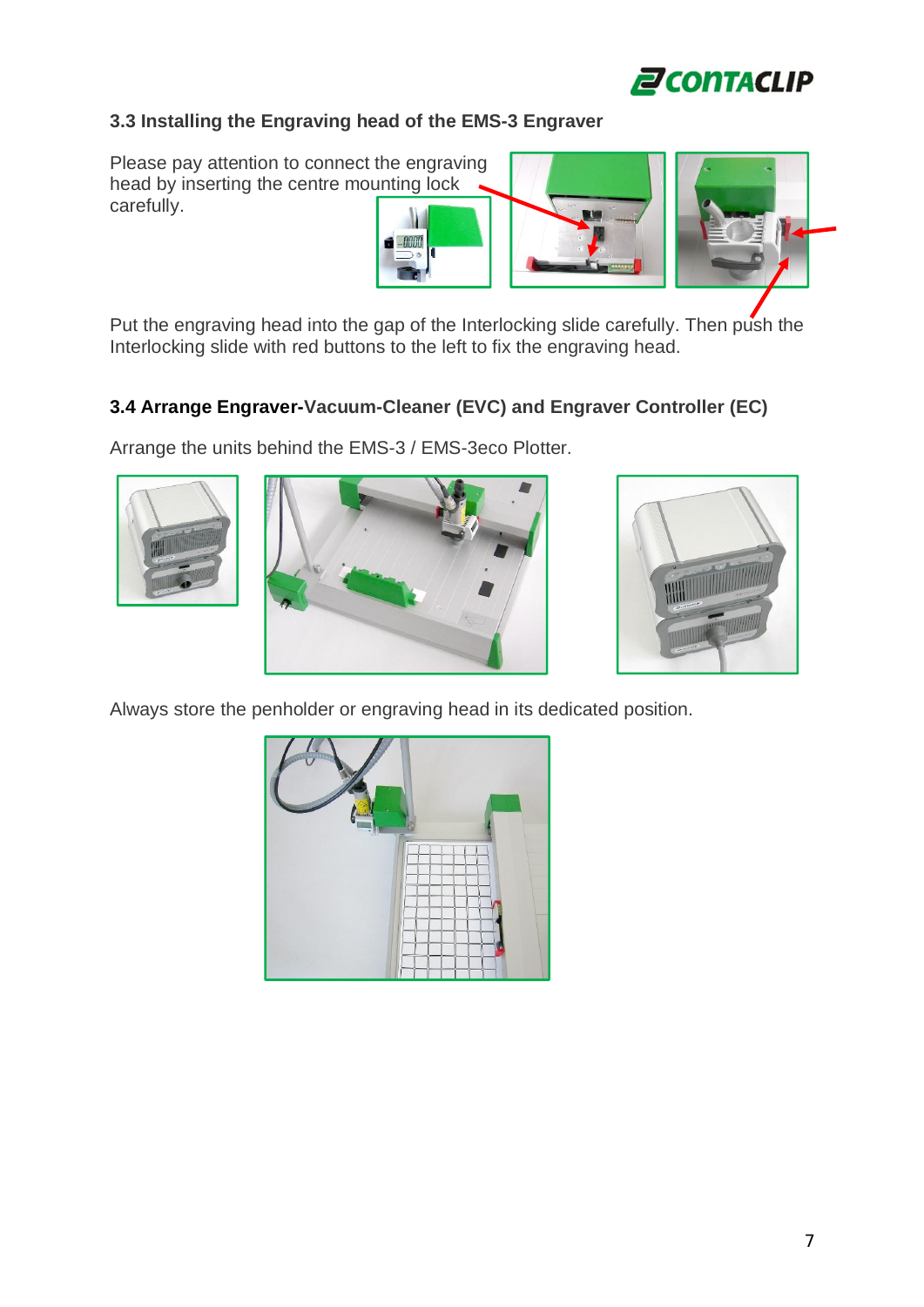### 3.3 Installing the Engraving head of the EMS-3 Engraver

Please pay attention to connect the engraving head by inserting the centre mounting lock carefully.

Put the engraving head into the gap of the Interlocking slide carefully. Then push the Interlocking slide with red buttons to the left to fix the engraving head.

### 3.4 Arrange Engraver-Vacuum-Cleaner (EVC) and Engraver Controller (EC)

Arrange the units behind the EMS-3 / EMS-3eco Plotter.

Always store the penholder or engraving head in its dedicated position.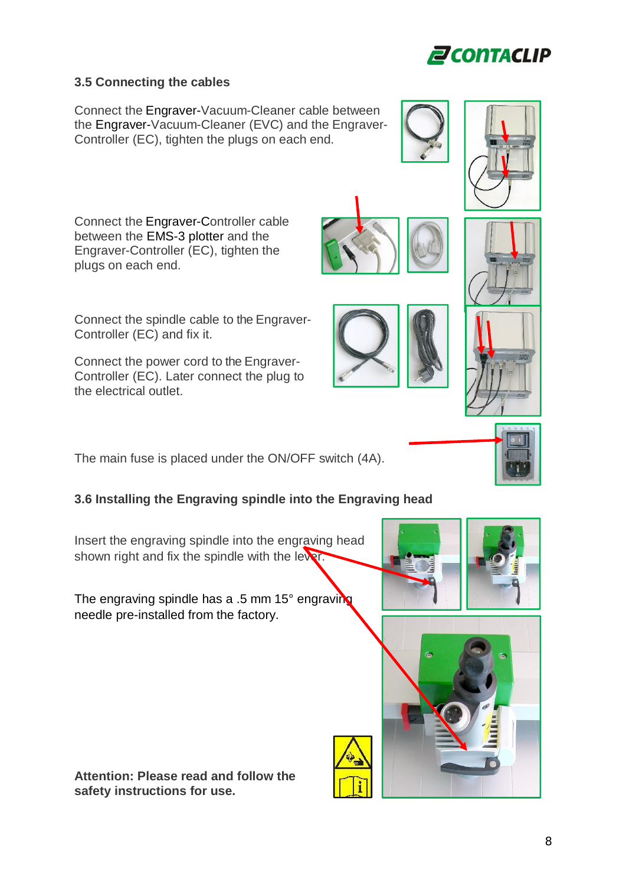## 3.5 Connecting the cables

Connect the Engraver-Vacuum-Cleaner cable between the Engraver-Vacuum-Cleaner (EVC) and the Engraver-Controller (EC), tighten the plugs on each end.

Connect the Engraver-Controller cable between the EMS-3 plotter and the Engraver-Controller (EC), tighten the plugs on each end.

Connect the spindle cable to the Engraver-Controller (EC) and fix it.

Connect the power cord to the Engraver-Controller (EC). Later connect the plug to the electrical outlet.

The main fuse is placed under the ON/OFF switch (4A).

## 3.6 Installing the Engraving spindle into the Engraving head

Insert the engraving spindle into the engraving head shown right and fix the spindle with the lever.

The engraving spindle has a .5 mm 15° engraving needle pre-installed from the factory.

**Attention: Please read and follow the safety instructions for use.**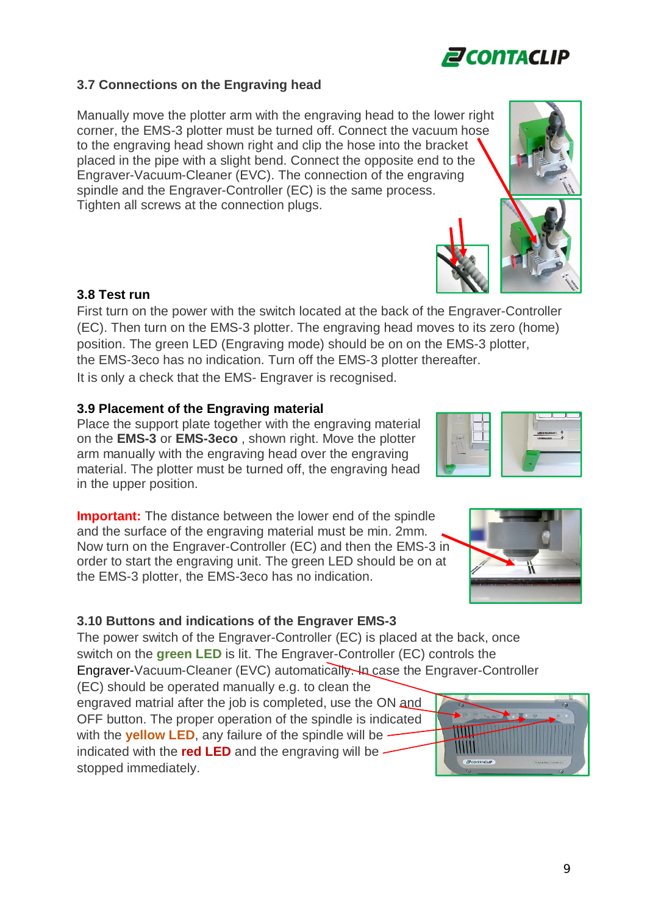### 3.7 Connections on the Engraving head

Manually move the plotter arm with the engraving head to the lower right corner, the EMS-3 plotter must be turned off. Connect the vacuum hose to the engraving head shown right and clip the hose into the bracket placed in the pipe with a slight bend. Connect the opposite end to the Engraver-Vacuum-Cleaner (EVC). The connection of the engraving spindle and the Engraver-Controller (EC) is the same process. Tighten all screws at the connection plugs.

### 3.8 Test run

First turn on the power with the switch located at the back of the Engraver-Controller (EC). Then turn on the EMS-3 plotter. The engraving head moves to its zero (home) position. The green LED (Engraving mode) should be on on the EMS-3 plotter, the EMS-3eco has no indication. Turn off the EMS-3 plotter thereafter.

It is only a check that the EMS- Engraver is recognised.

### 3.9 Placement of the Engraving material

Place the support plate together with the engraving material on the **EMS-3** or **EMS-3eco** , shown right. Move the plotter arm manually with the engraving head over the engraving material. The plotter must be turned off, the engraving head in the upper position.

**Important:** The distance between the lower end of the spindle and the surface of the engraving material must be min. 2mm. Now turn on the Engraver-Controller (EC) and then the EMS-3 in order to start the engraving unit. The green LED should be on at the EMS-3 plotter, the EMS-3eco has no indication.

### 3.10 Buttons and indications of the Engraver EMS-3

The power switch of the Engraver-Controller (EC) is placed at the back, once switch on the **green LED** is lit. The Engraver-Controller (EC) controls the Engraver-Vacuum-Cleaner (EVC) automatically. In case the Engraver-Controller (EC) should be operated manually e.g. to clean the engraved matrial after the job is completed, use the ON and OFF button. The proper operation of the spindle is indicated with the **yellow LED**, any failure of the spindle will be indicated with the **red LED** and the engraving will be stopped immediately.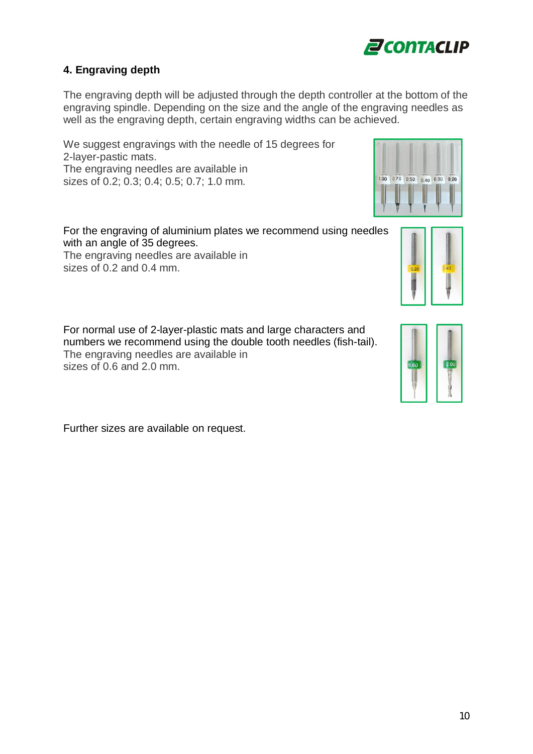## 4. Engraving depth

The engraving depth will be adjusted through the depth controller at the bottom of the engraving spindle. Depending on the size and the angle of the engraving needles as well as the engraving depth, certain engraving widths can be achieved.

We suggest engravings with the needle of 15 degrees for 2-layer-pastic mats.
The engraving needles are available in sizes of 0.2; 0.3; 0.4; 0.5; 0.7; 1.0 mm.

For the engraving of aluminium plates we recommend using needles with an angle of 35 degrees.
The engraving needles are available in sizes of 0.2 and 0.4 mm.

For normal use of 2-layer-plastic mats and large characters and numbers we recommend using the double tooth needles (fish-tail).
The engraving needles are available in sizes of 0.6 and 2.0 mm.

Further sizes are available on request.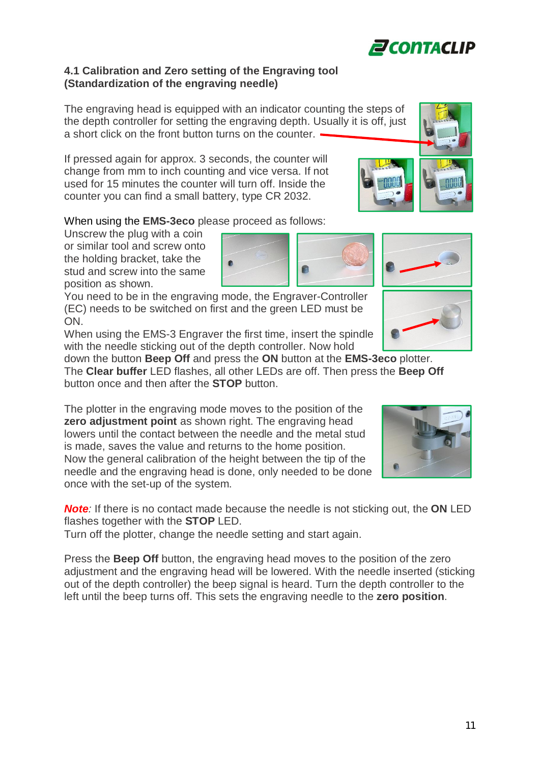## 4.1 Calibration and Zero setting of the Engraving tool (Standardization of the engraving needle)

The engraving head is equipped with an indicator counting the steps of the depth controller for setting the engraving depth. Usually it is off, just a short click on the front button turns on the counter.

If pressed again for approx. 3 seconds, the counter will change from mm to inch counting and vice versa. If not used for 15 minutes the counter will turn off. Inside the counter you can find a small battery, type CR 2032.

When using the **EMS-3eco** please proceed as follows:

Unscrew the plug with a coin or similar tool and screw onto the holding bracket, take the stud and screw into the same position as shown.

You need to be in the engraving mode, the Engraver-Controller (EC) needs to be switched on first and the green LED must be ON.

When using the EMS-3 Engraver the first time, insert the spindle with the needle sticking out of the depth controller. Now hold down the button **Beep Off** and press the **ON** button at the **EMS-3eco** plotter. The **Clear buffer** LED flashes, all other LEDs are off. Then press the **Beep Off** button once and then after the **STOP** button.

The plotter in the engraving mode moves to the position of the **zero adjustment point** as shown right. The engraving head lowers until the contact between the needle and the metal stud is made, saves the value and returns to the home position. Now the general calibration of the height between the tip of the needle and the engraving head is done, only needed to be done once with the set-up of the system.

***Note***: If there is no contact made because the needle is not sticking out, the **ON** LED flashes together with the **STOP** LED.
Turn off the plotter, change the needle setting and start again.

Press the **Beep Off** button, the engraving head moves to the position of the zero adjustment and the engraving head will be lowered. With the needle inserted (sticking out of the depth controller) the beep signal is heard. Turn the depth controller to the left until the beep turns off. This sets the engraving needle to the **zero position**.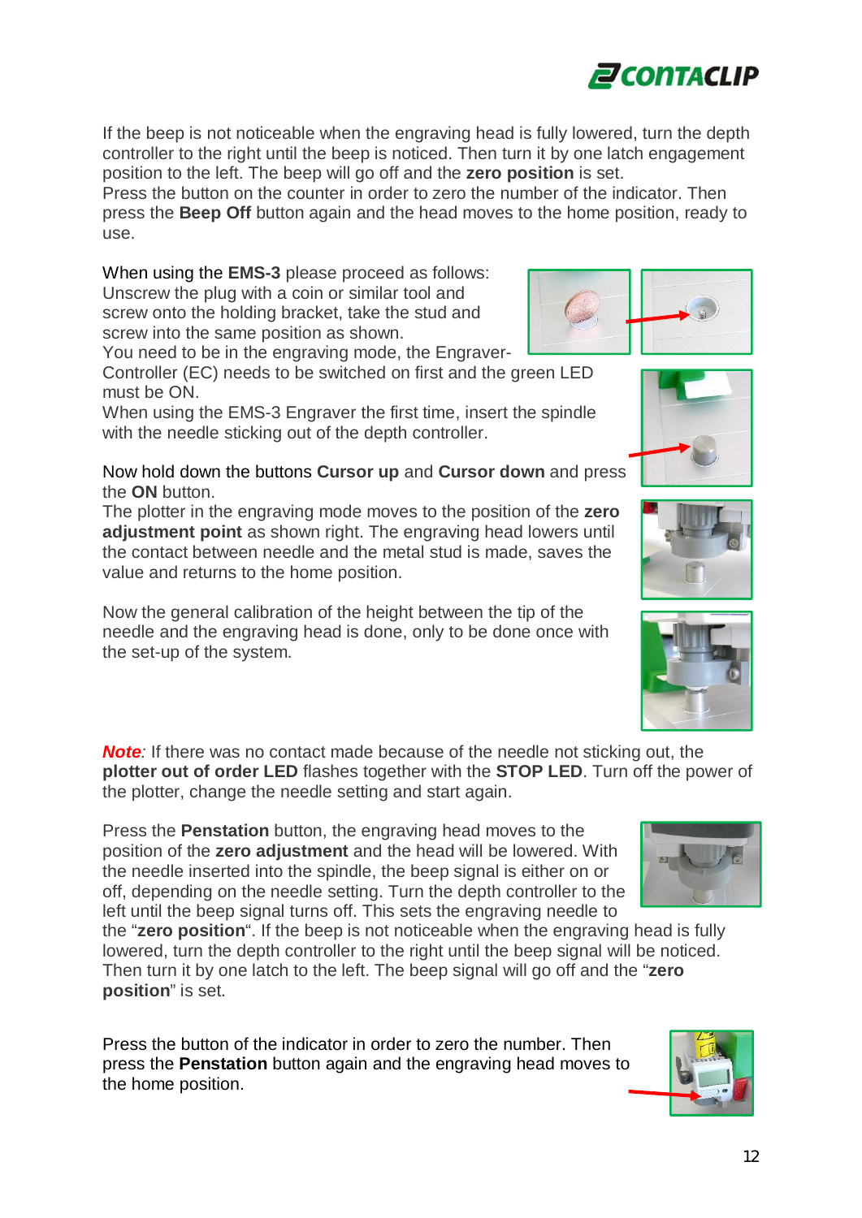If the beep is not noticeable when the engraving head is fully lowered, turn the depth controller to the right until the beep is noticed. Then turn it by one latch engagement position to the left. The beep will go off and the **zero position** is set.
Press the button on the counter in order to zero the number of the indicator. Then press the **Beep Off** button again and the head moves to the home position, ready to use.

When using the **EMS-3** please proceed as follows:
Unscrew the plug with a coin or similar tool and screw onto the holding bracket, take the stud and screw into the same position as shown.
You need to be in the engraving mode, the Engraver-Controller (EC) needs to be switched on first and the green LED must be ON.
When using the EMS-3 Engraver the first time, insert the spindle with the needle sticking out of the depth controller.

Now hold down the buttons **Cursor up** and **Cursor down** and press the **ON** button.
The plotter in the engraving mode moves to the position of the **zero adjustment point** as shown right. The engraving head lowers until the contact between needle and the metal stud is made, saves the value and returns to the home position.

Now the general calibration of the height between the tip of the needle and the engraving head is done, only to be done once with the set-up of the system.

***Note***: If there was no contact made because of the needle not sticking out, the **plotter out of order LED** flashes together with the **STOP LED**. Turn off the power of the plotter, change the needle setting and start again.

Press the **Penstation** button, the engraving head moves to the position of the **zero adjustment** and the head will be lowered. With the needle inserted into the spindle, the beep signal is either on or off, depending on the needle setting. Turn the depth controller to the left until the beep signal turns off. This sets the engraving needle to the "**zero position**". If the beep is not noticeable when the engraving head is fully lowered, turn the depth controller to the right until the beep signal will be noticed. Then turn it by one latch to the left. The beep signal will go off and the "**zero position**" is set.

Press the button of the indicator in order to zero the number. Then press the **Penstation** button again and the engraving head moves to the home position.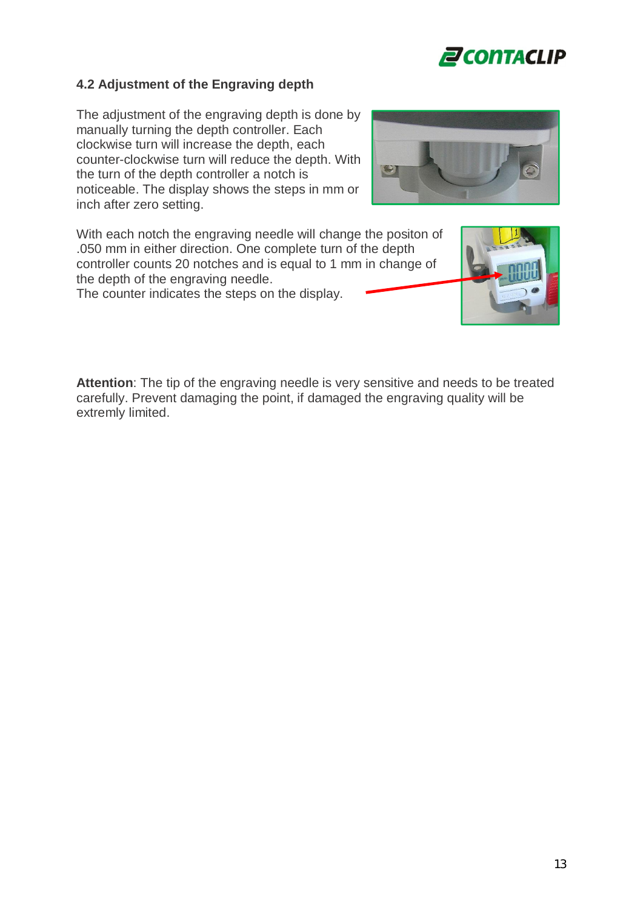## 4.2 Adjustment of the Engraving depth

The adjustment of the engraving depth is done by manually turning the depth controller. Each clockwise turn will increase the depth, each counter-clockwise turn will reduce the depth. With the turn of the depth controller a notch is noticeable. The display shows the steps in mm or inch after zero setting.

With each notch the engraving needle will change the positon of .050 mm in either direction. One complete turn of the depth controller counts 20 notches and is equal to 1 mm in change of the depth of the engraving needle.
The counter indicates the steps on the display.

**Attention**: The tip of the engraving needle is very sensitive and needs to be treated carefully. Prevent damaging the point, if damaged the engraving quality will be extremly limited.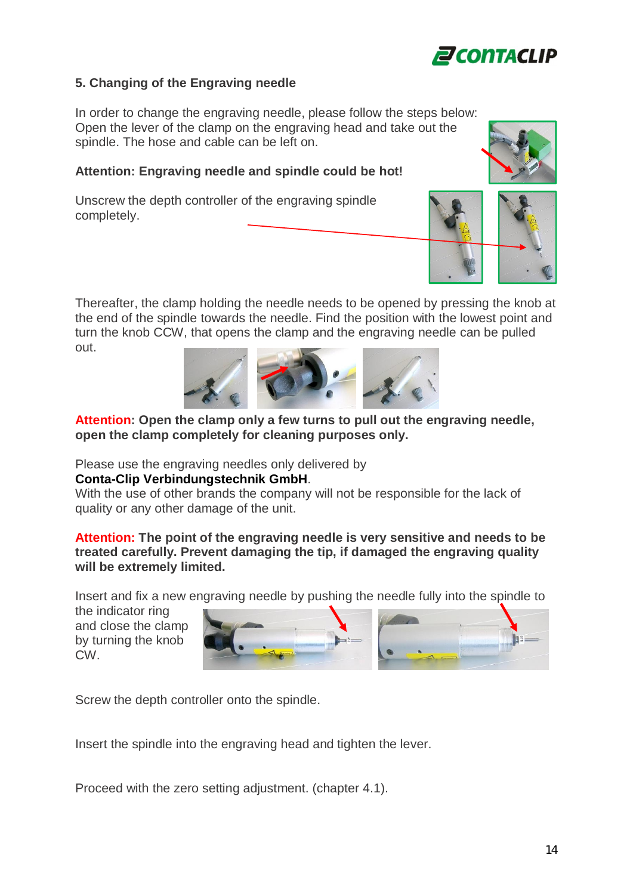## 5. Changing of the Engraving needle

In order to change the engraving needle, please follow the steps below:
Open the lever of the clamp on the engraving head and take out the spindle. The hose and cable can be left on.

**Attention: Engraving needle and spindle could be hot!**

Unscrew the depth controller of the engraving spindle completely.

Thereafter, the clamp holding the needle needs to be opened by pressing the knob at the end of the spindle towards the needle. Find the position with the lowest point and turn the knob CCW, that opens the clamp and the engraving needle can be pulled out.

**Attention: Open the clamp only a few turns to pull out the engraving needle, open the clamp completely for cleaning purposes only.**

Please use the engraving needles only delivered by
**Conta-Clip Verbindungstechnik GmbH**.
With the use of other brands the company will not be responsible for the lack of quality or any other damage of the unit.

**Attention: The point of the engraving needle is very sensitive and needs to be treated carefully. Prevent damaging the tip, if damaged the engraving quality will be extremely limited.**

Insert and fix a new engraving needle by pushing the needle fully into the spindle to the indicator ring and close the clamp by turning the knob CW.

Screw the depth controller onto the spindle.

Insert the spindle into the engraving head and tighten the lever.

Proceed with the zero setting adjustment. (chapter 4.1).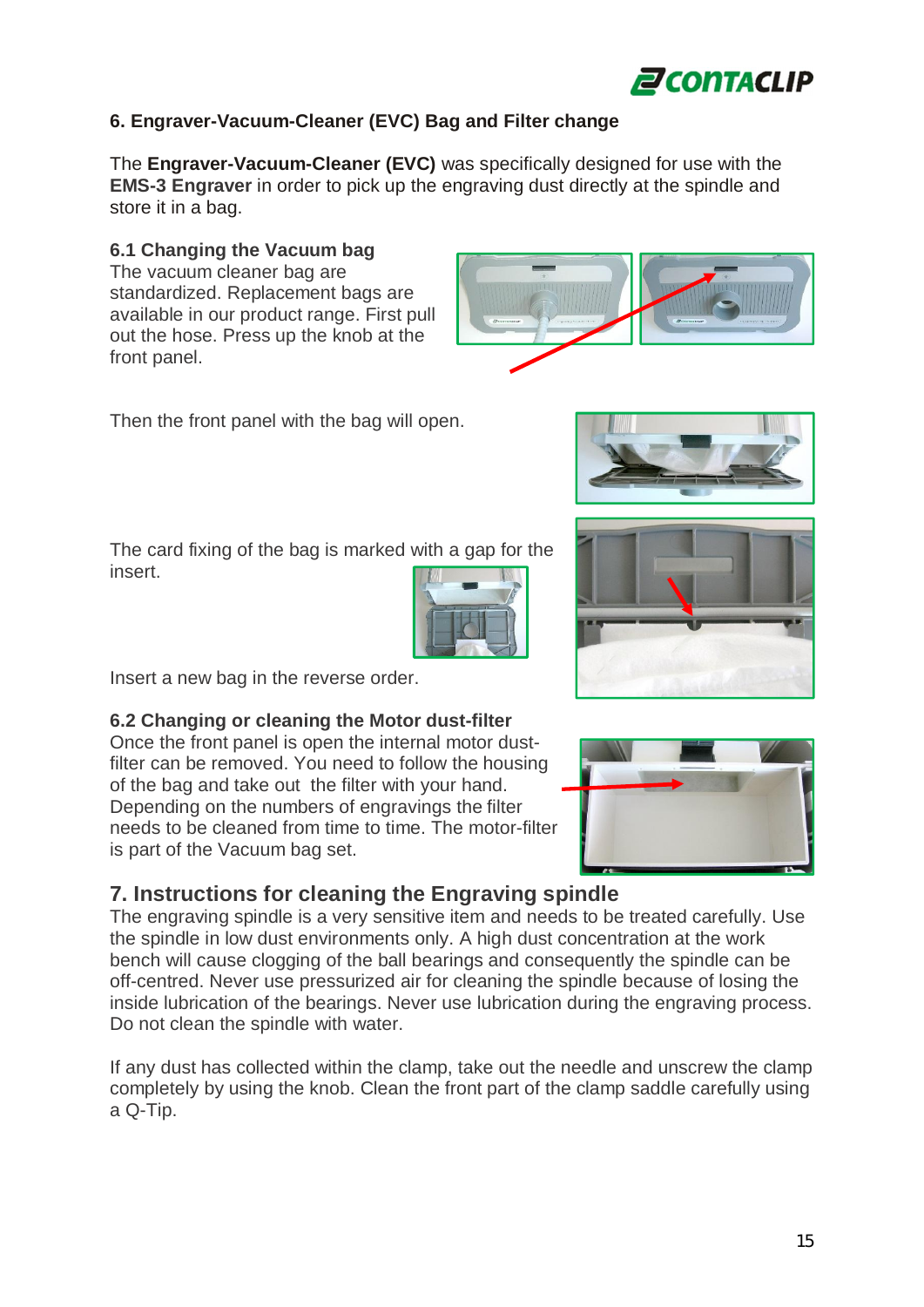## 6. Engraver-Vacuum-Cleaner (EVC) Bag and Filter change

The **Engraver-Vacuum-Cleaner (EVC)** was specifically designed for use with the **EMS-3 Engraver** in order to pick up the engraving dust directly at the spindle and store it in a bag.

### 6.1 Changing the Vacuum bag

The vacuum cleaner bag are standardized. Replacement bags are available in our product range. First pull out the hose. Press up the knob at the front panel.

Then the front panel with the bag will open.

The card fixing of the bag is marked with a gap for the insert.

Insert a new bag in the reverse order.

### 6.2 Changing or cleaning the Motor dust-filter

Once the front panel is open the internal motor dust-filter can be removed. You need to follow the housing of the bag and take out the filter with your hand. Depending on the numbers of engravings the filter needs to be cleaned from time to time. The motor-filter is part of the Vacuum bag set.

## 7. Instructions for cleaning the Engraving spindle

The engraving spindle is a very sensitive item and needs to be treated carefully. Use the spindle in low dust environments only. A high dust concentration at the work bench will cause clogging of the ball bearings and consequently the spindle can be off-centred. Never use pressurized air for cleaning the spindle because of losing the inside lubrication of the bearings. Never use lubrication during the engraving process. Do not clean the spindle with water.

If any dust has collected within the clamp, take out the needle and unscrew the clamp completely by using the knob. Clean the front part of the clamp saddle carefully using a Q-Tip.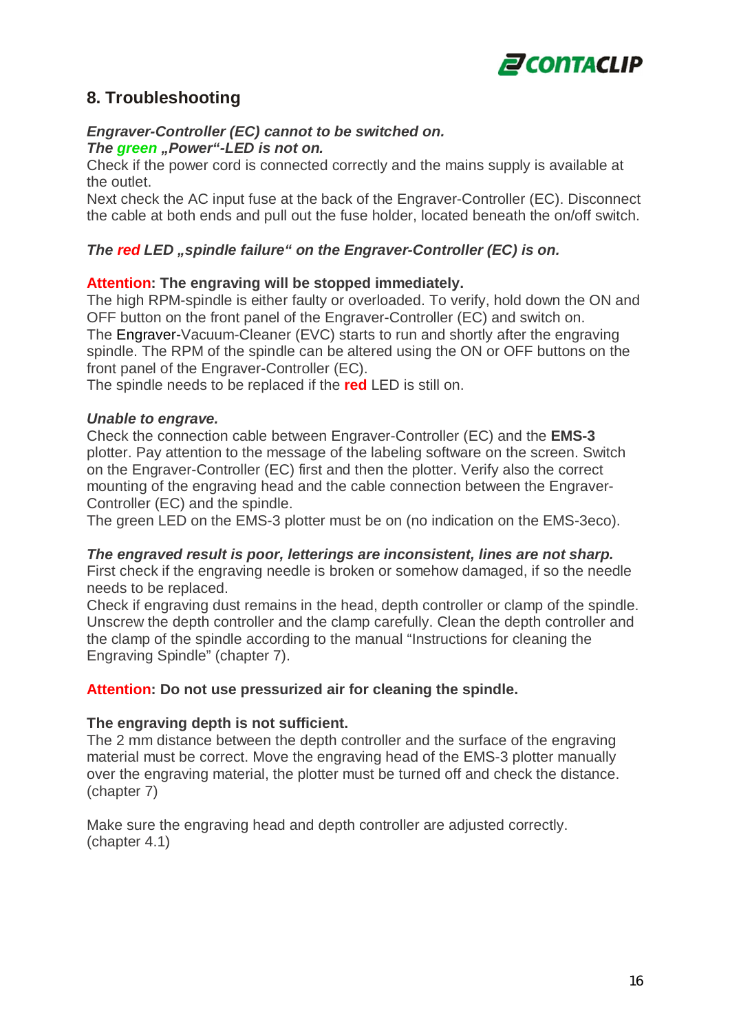## 8. Troubleshooting

***Engraver-Controller (EC) cannot to be switched on.***
***The green „Power"-LED is not on.***
Check if the power cord is connected correctly and the mains supply is available at the outlet.
Next check the AC input fuse at the back of the Engraver-Controller (EC). Disconnect the cable at both ends and pull out the fuse holder, located beneath the on/off switch.

***The red LED „spindle failure" on the Engraver-Controller (EC) is on.***

**Attention: The engraving will be stopped immediately.**
The high RPM-spindle is either faulty or overloaded. To verify, hold down the ON and OFF button on the front panel of the Engraver-Controller (EC) and switch on.
The Engraver-Vacuum-Cleaner (EVC) starts to run and shortly after the engraving spindle. The RPM of the spindle can be altered using the ON or OFF buttons on the front panel of the Engraver-Controller (EC).
The spindle needs to be replaced if the **red** LED is still on.

***Unable to engrave.***
Check the connection cable between Engraver-Controller (EC) and the **EMS-3** plotter. Pay attention to the message of the labeling software on the screen. Switch on the Engraver-Controller (EC) first and then the plotter. Verify also the correct mounting of the engraving head and the cable connection between the Engraver-Controller (EC) and the spindle.
The green LED on the EMS-3 plotter must be on (no indication on the EMS-3eco).

***The engraved result is poor, letterings are inconsistent, lines are not sharp.***
First check if the engraving needle is broken or somehow damaged, if so the needle needs to be replaced.
Check if engraving dust remains in the head, depth controller or clamp of the spindle. Unscrew the depth controller and the clamp carefully. Clean the depth controller and the clamp of the spindle according to the manual "Instructions for cleaning the Engraving Spindle" (chapter 7).

**Attention: Do not use pressurized air for cleaning the spindle.**

**The engraving depth is not sufficient.**
The 2 mm distance between the depth controller and the surface of the engraving material must be correct. Move the engraving head of the EMS-3 plotter manually over the engraving material, the plotter must be turned off and check the distance. (chapter 7)

Make sure the engraving head and depth controller are adjusted correctly. (chapter 4.1)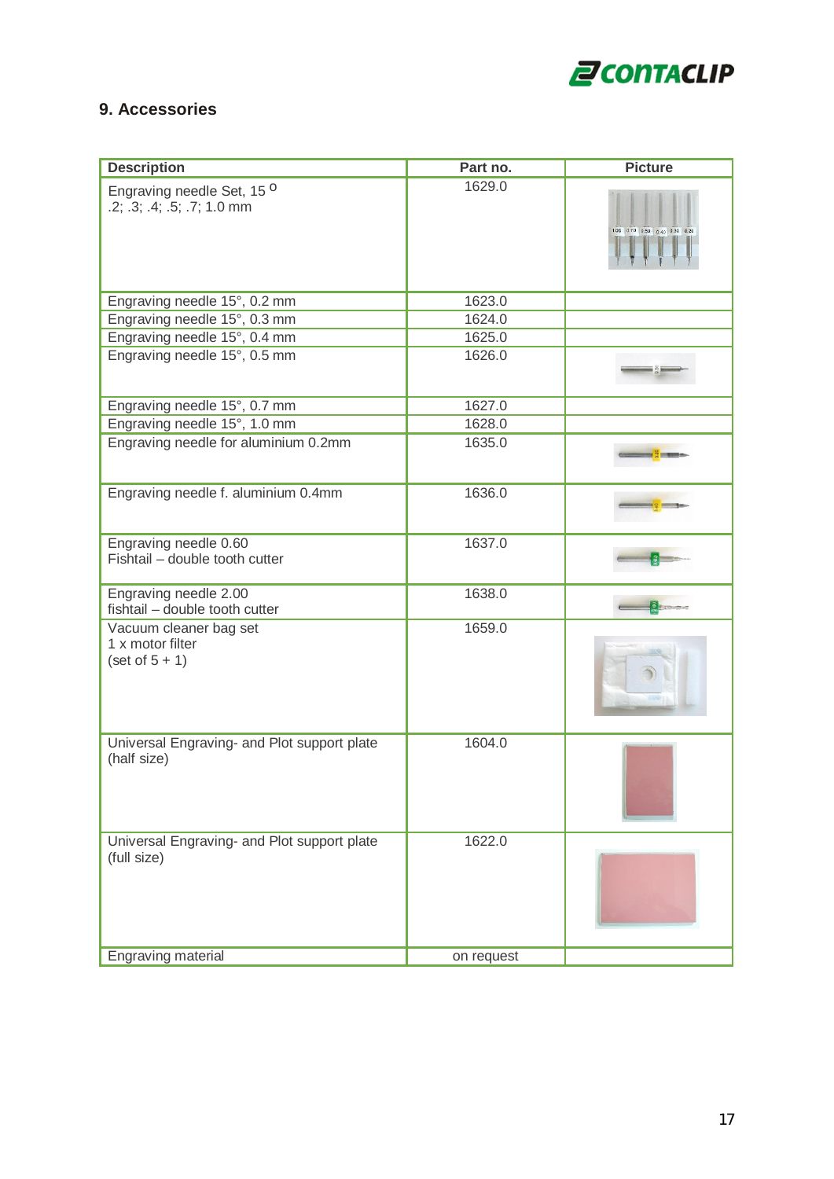## 9. Accessories

| Description | Part no. | Picture |
|---|---|---|
| Engraving needle Set, 15 $^{O}$ .2; .3; .4; .5; .7; 1.0 mm | 1629.0 | |
| Engraving needle 15°, 0.2 mm | 1623.0 | |
| Engraving needle 15°, 0.3 mm | 1624.0 | |
| Engraving needle 15°, 0.4 mm | 1625.0 | |
| Engraving needle 15°, 0.5 mm | 1626.0 | |
| Engraving needle 15°, 0.7 mm | 1627.0 | |
| Engraving needle 15°, 1.0 mm | 1628.0 | |
| Engraving needle for aluminium 0.2mm | 1635.0 | |
| Engraving needle f. aluminium 0.4mm | 1636.0 | |
| Engraving needle 0.60 Fishtail – double tooth cutter | 1637.0 | |
| Engraving needle 2.00 fishtail – double tooth cutter | 1638.0 | |
| Vacuum cleaner bag set 1 x motor filter (set of 5 + 1) | 1659.0 | |
| Universal Engraving- and Plot support plate (half size) | 1604.0 | |
| Universal Engraving- and Plot support plate (full size) | 1622.0 | |
| Engraving material | on request | |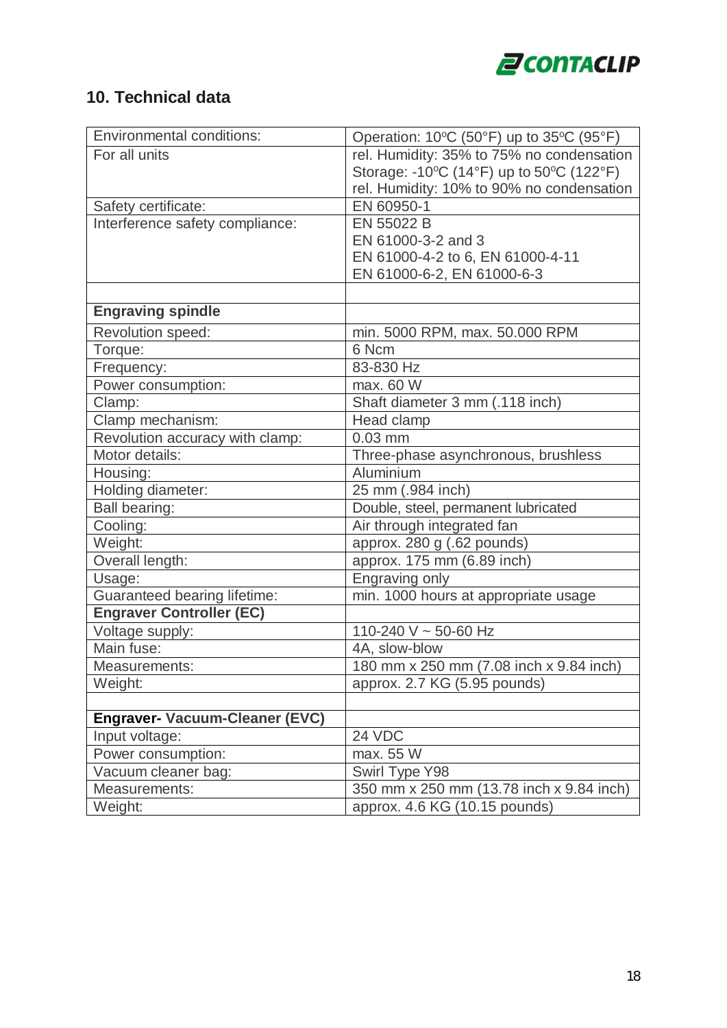## 10. Technical data

| Environmental conditions: | Operation: 10ºC (50°F) up to 35ºC (95°F) |
|---|---|
| For all units | rel. Humidity: 35% to 75% no condensation<br>Storage: -10ºC (14°F) up to 50ºC (122°F)<br>rel. Humidity: 10% to 90% no condensation |
| Safety certificate: | EN 60950-1 |
| Interference safety compliance: | EN 55022 B<br>EN 61000-3-2 and 3<br>EN 61000-4-2 to 6, EN 61000-4-11<br>EN 61000-6-2, EN 61000-6-3 |
| | |
| **Engraving spindle** | |
| Revolution speed: | min. 5000 RPM, max. 50.000 RPM |
| Torque: | 6 Ncm |
| Frequency: | 83-830 Hz |
| Power consumption: | max. 60 W |
| Clamp: | Shaft diameter 3 mm (.118 inch) |
| Clamp mechanism: | Head clamp |
| Revolution accuracy with clamp: | 0.03 mm |
| Motor details: | Three-phase asynchronous, brushless |
| Housing: | Aluminium |
| Holding diameter: | 25 mm (.984 inch) |
| Ball bearing: | Double, steel, permanent lubricated |
| Cooling: | Air through integrated fan |
| Weight: | approx. 280 g (.62 pounds) |
| Overall length: | approx. 175 mm (6.89 inch) |
| Usage: | Engraving only |
| Guaranteed bearing lifetime: | min. 1000 hours at appropriate usage |
| **Engraver Controller (EC)** | |
| Voltage supply: | 110-240 V ~ 50-60 Hz |
| Main fuse: | 4A, slow-blow |
| Measurements: | 180 mm x 250 mm (7.08 inch x 9.84 inch) |
| Weight: | approx. 2.7 KG (5.95 pounds) |
| | |
| **Engraver- Vacuum-Cleaner (EVC)** | |
| Input voltage: | 24 VDC |
| Power consumption: | max. 55 W |
| Vacuum cleaner bag: | Swirl Type Y98 |
| Measurements: | 350 mm x 250 mm (13.78 inch x 9.84 inch) |
| Weight: | approx. 4.6 KG (10.15 pounds) |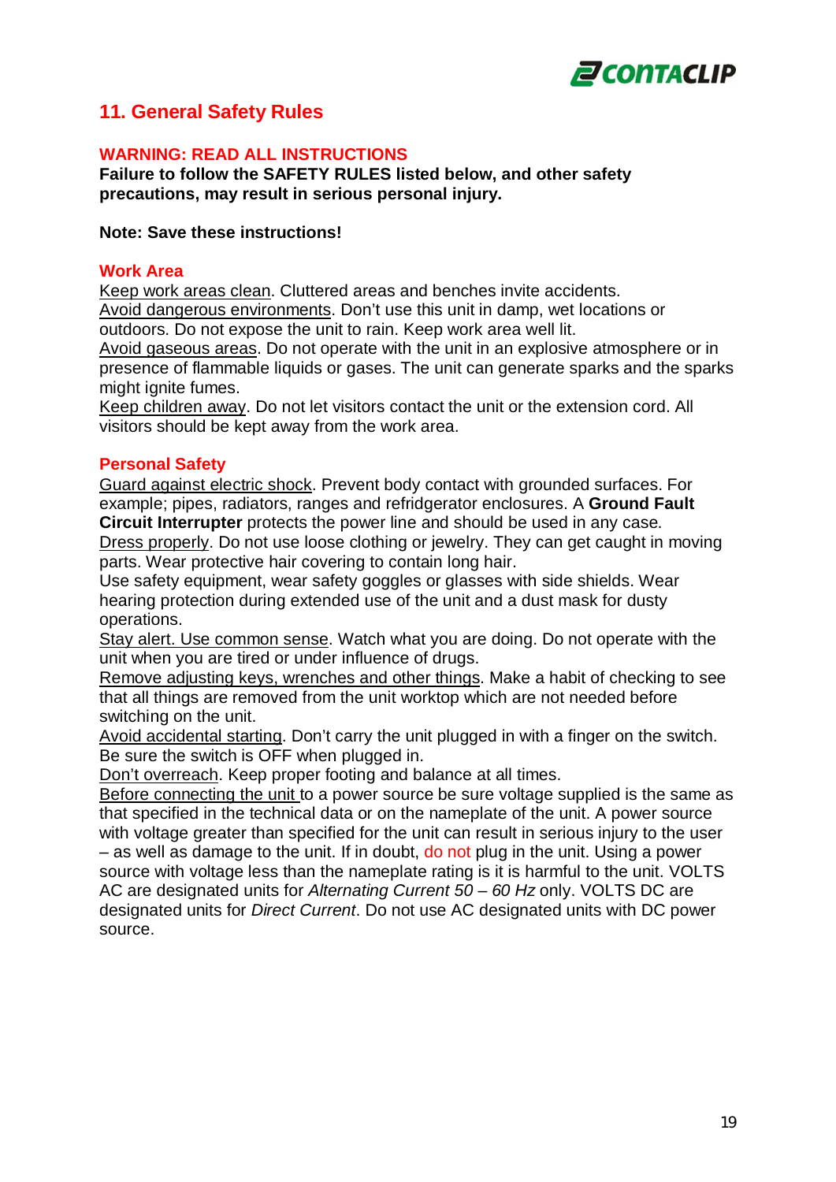## 11. General Safety Rules

**WARNING: READ ALL INSTRUCTIONS**

**Failure to follow the SAFETY RULES listed below, and other safety precautions, may result in serious personal injury.**

**Note: Save these instructions!**

### Work Area

Keep work areas clean. Cluttered areas and benches invite accidents.
Avoid dangerous environments. Don't use this unit in damp, wet locations or outdoors. Do not expose the unit to rain. Keep work area well lit.
Avoid gaseous areas. Do not operate with the unit in an explosive atmosphere or in presence of flammable liquids or gases. The unit can generate sparks and the sparks might ignite fumes.
Keep children away. Do not let visitors contact the unit or the extension cord. All visitors should be kept away from the work area.

### Personal Safety

Guard against electric shock. Prevent body contact with grounded surfaces. For example; pipes, radiators, ranges and refridgerator enclosures. A **Ground Fault Circuit Interrupter** protects the power line and should be used in any case.
Dress properly. Do not use loose clothing or jewelry. They can get caught in moving parts. Wear protective hair covering to contain long hair.
Use safety equipment, wear safety goggles or glasses with side shields. Wear hearing protection during extended use of the unit and a dust mask for dusty operations.
Stay alert. Use common sense. Watch what you are doing. Do not operate with the unit when you are tired or under influence of drugs.
Remove adjusting keys, wrenches and other things. Make a habit of checking to see that all things are removed from the unit worktop which are not needed before switching on the unit.
Avoid accidental starting. Don't carry the unit plugged in with a finger on the switch. Be sure the switch is OFF when plugged in.
Don't overreach. Keep proper footing and balance at all times.
Before connecting the unit to a power source be sure voltage supplied is the same as that specified in the technical data or on the nameplate of the unit. A power source with voltage greater than specified for the unit can result in serious injury to the user – as well as damage to the unit. If in doubt, do not plug in the unit. Using a power source with voltage less than the nameplate rating is it is harmful to the unit. VOLTS AC are designated units for *Alternating Current 50 – 60 Hz* only. VOLTS DC are designated units for *Direct Current*. Do not use AC designated units with DC power source.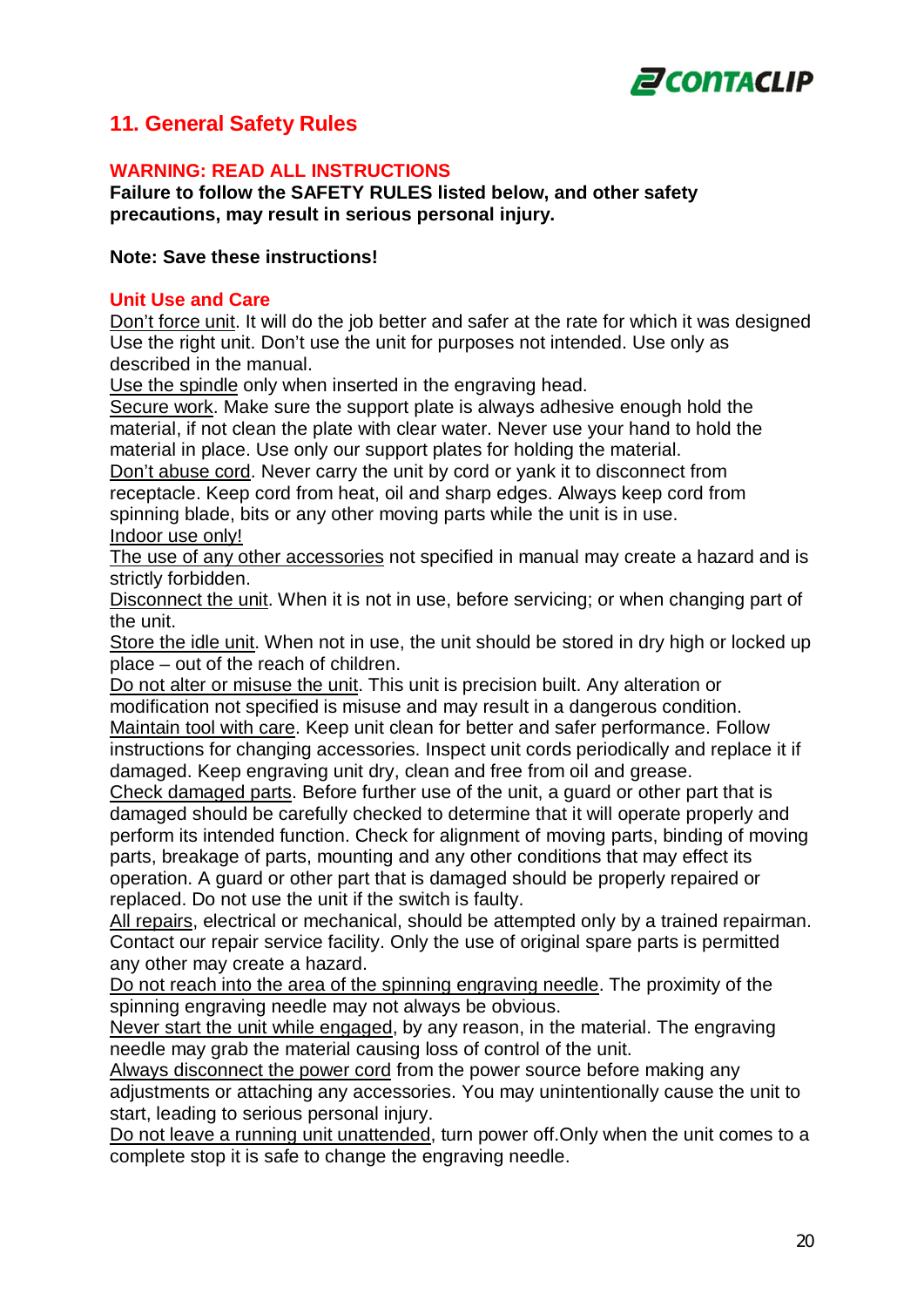## 11. General Safety Rules

**WARNING: READ ALL INSTRUCTIONS**

**Failure to follow the SAFETY RULES listed below, and other safety precautions, may result in serious personal injury.**

**Note: Save these instructions!**

### Unit Use and Care

<u>Don't force unit</u>. It will do the job better and safer at the rate for which it was designed Use the right unit. Don't use the unit for purposes not intended. Use only as described in the manual.

<u>Use the spindle</u> only when inserted in the engraving head.

<u>Secure work</u>. Make sure the support plate is always adhesive enough hold the material, if not clean the plate with clear water. Never use your hand to hold the material in place. Use only our support plates for holding the material.

<u>Don't abuse cord</u>. Never carry the unit by cord or yank it to disconnect from receptacle. Keep cord from heat, oil and sharp edges. Always keep cord from spinning blade, bits or any other moving parts while the unit is in use.

<u>Indoor use only!</u>

<u>The use of any other accessories</u> not specified in manual may create a hazard and is strictly forbidden.

<u>Disconnect the unit</u>. When it is not in use, before servicing; or when changing part of the unit.

<u>Store the idle unit</u>. When not in use, the unit should be stored in dry high or locked up place – out of the reach of children.

<u>Do not alter or misuse the unit</u>. This unit is precision built. Any alteration or modification not specified is misuse and may result in a dangerous condition.

<u>Maintain tool with care</u>. Keep unit clean for better and safer performance. Follow instructions for changing accessories. Inspect unit cords periodically and replace it if damaged. Keep engraving unit dry, clean and free from oil and grease.

<u>Check damaged parts</u>. Before further use of the unit, a guard or other part that is damaged should be carefully checked to determine that it will operate properly and perform its intended function. Check for alignment of moving parts, binding of moving parts, breakage of parts, mounting and any other conditions that may effect its operation. A guard or other part that is damaged should be properly repaired or replaced. Do not use the unit if the switch is faulty.

<u>All repairs</u>, electrical or mechanical, should be attempted only by a trained repairman. Contact our repair service facility. Only the use of original spare parts is permitted any other may create a hazard.

<u>Do not reach into the area of the spinning engraving needle</u>. The proximity of the spinning engraving needle may not always be obvious.

<u>Never start the unit while engaged</u>, by any reason, in the material. The engraving needle may grab the material causing loss of control of the unit.

<u>Always disconnect the power cord</u> from the power source before making any adjustments or attaching any accessories. You may unintentionally cause the unit to start, leading to serious personal injury.

<u>Do not leave a running unit unattended</u>, turn power off.Only when the unit comes to a complete stop it is safe to change the engraving needle.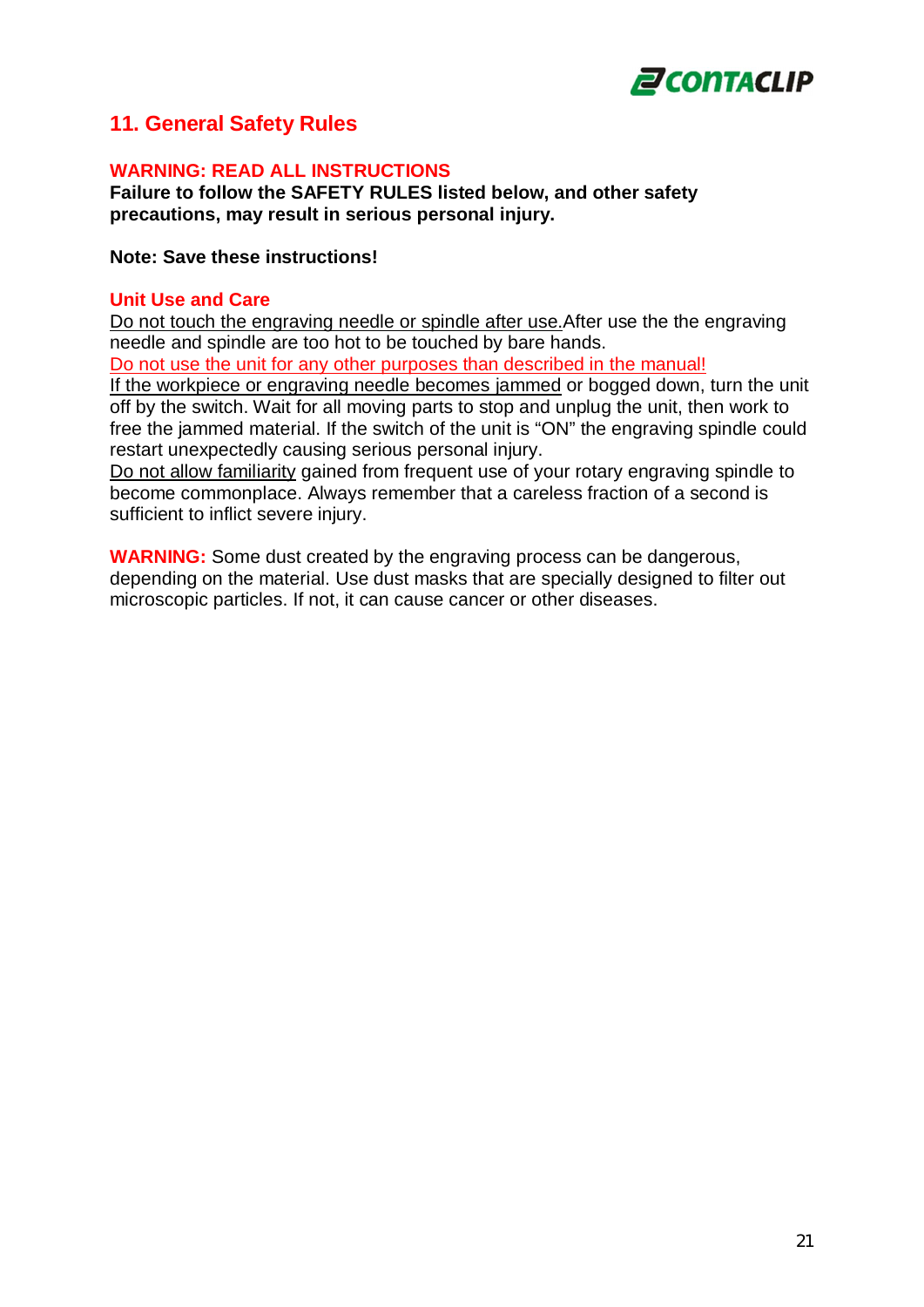## 11. General Safety Rules

**WARNING: READ ALL INSTRUCTIONS**

**Failure to follow the SAFETY RULES listed below, and other safety precautions, may result in serious personal injury.**

**Note: Save these instructions!**

### Unit Use and Care

Do not touch the engraving needle or spindle after use.After use the the engraving needle and spindle are too hot to be touched by bare hands.

Do not use the unit for any other purposes than described in the manual!

If the workpiece or engraving needle becomes jammed or bogged down, turn the unit off by the switch. Wait for all moving parts to stop and unplug the unit, then work to free the jammed material. If the switch of the unit is “ON” the engraving spindle could restart unexpectedly causing serious personal injury.

Do not allow familiarity gained from frequent use of your rotary engraving spindle to become commonplace. Always remember that a careless fraction of a second is sufficient to inflict severe injury.

**WARNING:** Some dust created by the engraving process can be dangerous, depending on the material. Use dust masks that are specially designed to filter out microscopic particles. If not, it can cause cancer or other diseases.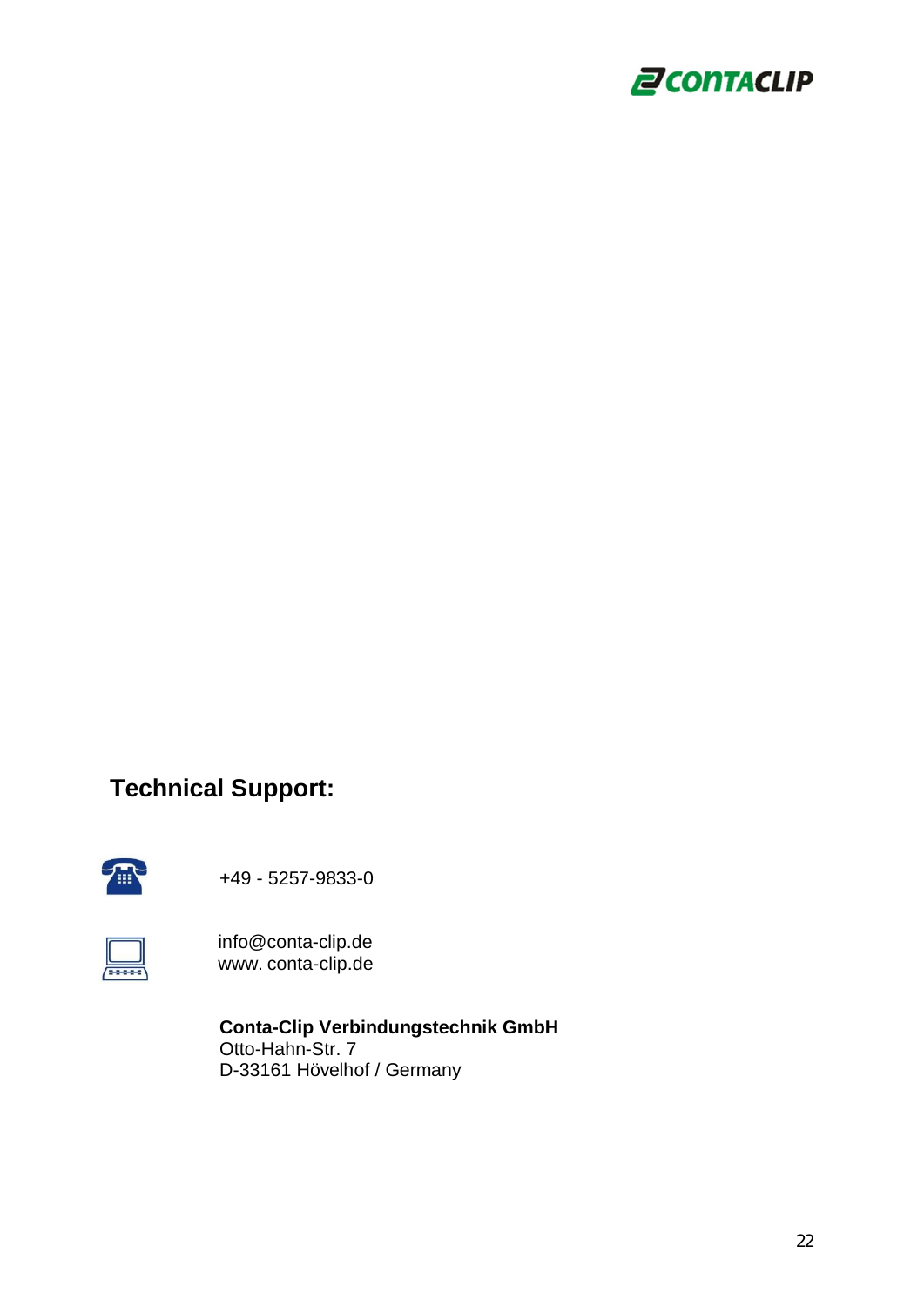## Technical Support:

+49 - 5257-9833-0

info@conta-clip.de
www. conta-clip.de

**Conta-Clip Verbindungstechnik GmbH**
Otto-Hahn-Str. 7
D-33161 Hövelhof / Germany